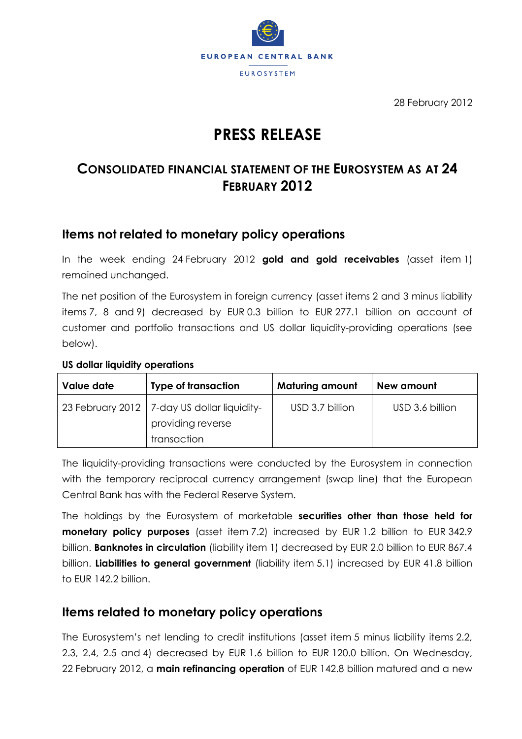EUROPEAN CENTRAL BANK

EUROSYSTEM

28 February 2012

# PRESS RELEASE

## CONSOLIDATED FINANCIAL STATEMENT OF THE EUROSYSTEM AS AT 24 FEBRUARY 2012

### Items not related to monetary policy operations

In the week ending 24 February 2012 **gold and gold receivables** (asset item 1) remained unchanged.

The net position of the Eurosystem in foreign currency (asset items 2 and 3 minus liability items 7, 8 and 9) decreased by EUR 0.3 billion to EUR 277.1 billion on account of customer and portfolio transactions and US dollar liquidity-providing operations (see below).

**US dollar liquidity operations**

| Value date | Type of transaction | Maturing amount | New amount |
|---|---|---|---|
| 23 February 2012 | 7-day US dollar liquidity-providing reverse transaction | USD 3.7 billion | USD 3.6 billion |

The liquidity-providing transactions were conducted by the Eurosystem in connection with the temporary reciprocal currency arrangement (swap line) that the European Central Bank has with the Federal Reserve System.

The holdings by the Eurosystem of marketable **securities other than those held for monetary policy purposes** (asset item 7.2) increased by EUR 1.2 billion to EUR 342.9 billion. **Banknotes in circulation** (liability item 1) decreased by EUR 2.0 billion to EUR 867.4 billion. **Liabilities to general government** (liability item 5.1) increased by EUR 41.8 billion to EUR 142.2 billion.

### Items related to monetary policy operations

The Eurosystem's net lending to credit institutions (asset item 5 minus liability items 2.2, 2.3, 2.4, 2.5 and 4) decreased by EUR 1.6 billion to EUR 120.0 billion. On Wednesday, 22 February 2012, a **main refinancing operation** of EUR 142.8 billion matured and a new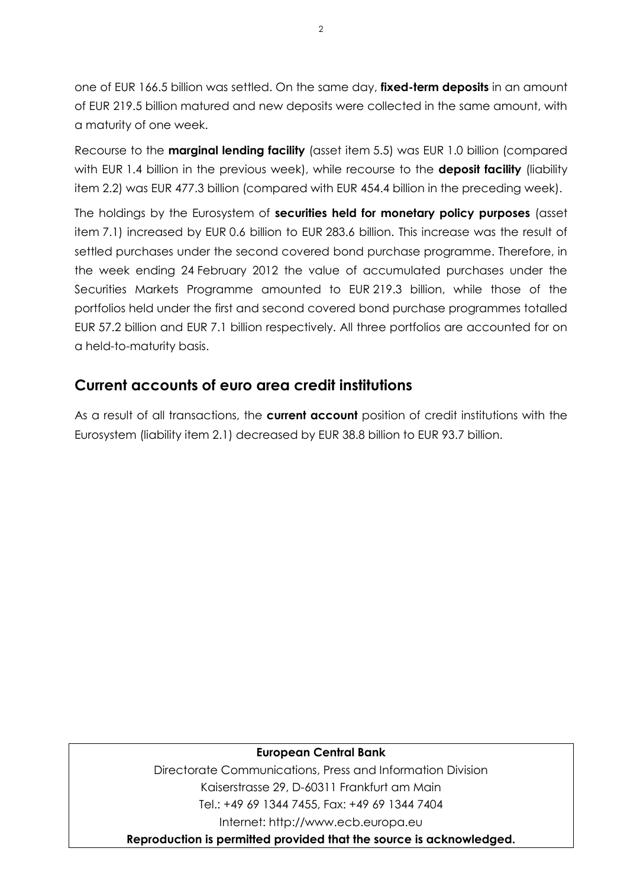one of EUR 166.5 billion was settled. On the same day, **fixed-term deposits** in an amount of EUR 219.5 billion matured and new deposits were collected in the same amount, with a maturity of one week.

Recourse to the **marginal lending facility** (asset item 5.5) was EUR 1.0 billion (compared with EUR 1.4 billion in the previous week), while recourse to the **deposit facility** (liability item 2.2) was EUR 477.3 billion (compared with EUR 454.4 billion in the preceding week).

The holdings by the Eurosystem of **securities held for monetary policy purposes** (asset item 7.1) increased by EUR 0.6 billion to EUR 283.6 billion. This increase was the result of settled purchases under the second covered bond purchase programme. Therefore, in the week ending 24 February 2012 the value of accumulated purchases under the Securities Markets Programme amounted to EUR 219.3 billion, while those of the portfolios held under the first and second covered bond purchase programmes totalled EUR 57.2 billion and EUR 7.1 billion respectively. All three portfolios are accounted for on a held-to-maturity basis.

## Current accounts of euro area credit institutions

As a result of all transactions, the **current account** position of credit institutions with the Eurosystem (liability item 2.1) decreased by EUR 38.8 billion to EUR 93.7 billion.

**European Central Bank**

Directorate Communications, Press and Information Division

Kaiserstrasse 29, D-60311 Frankfurt am Main

Tel.: +49 69 1344 7455, Fax: +49 69 1344 7404

Internet: http://www.ecb.europa.eu

**Reproduction is permitted provided that the source is acknowledged.**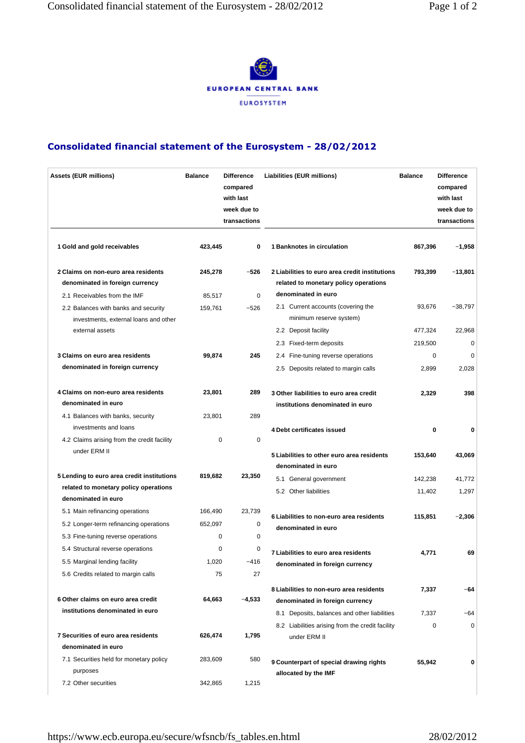EUROPEAN CENTRAL BANK

EUROSYSTEM

# Consolidated financial statement of the Eurosystem - 28/02/2012

| Assets (EUR millions) | Balance | Difference compared with last week due to transactions | Liabilities (EUR millions) | Balance | Difference compared with last week due to transactions |
|---|---|---|---|---|---|
| **1 Gold and gold receivables** | **423,445** | **0** | **1 Banknotes in circulation** | **867,396** | **−1,958** |
| **2 Claims on non-euro area residents denominated in foreign currency** | **245,278** | **−526** | **2 Liabilities to euro area credit institutions related to monetary policy operations denominated in euro** | **793,399** | **−13,801** |
| 2.1 Receivables from the IMF | 85,517 | 0 | 2.1 Current accounts (covering the minimum reserve system) | 93,676 | −38,797 |
| 2.2 Balances with banks and security investments, external loans and other external assets | 159,761 | −526 | 2.2 Deposit facility | 477,324 | 22,968 |
| | | | 2.3 Fixed-term deposits | 219,500 | 0 |
| **3 Claims on euro area residents denominated in foreign currency** | **99,874** | **245** | 2.4 Fine-tuning reverse operations | 0 | 0 |
| | | | 2.5 Deposits related to margin calls | 2,899 | 2,028 |
| **4 Claims on non-euro area residents denominated in euro** | **23,801** | **289** | **3 Other liabilities to euro area credit institutions denominated in euro** | **2,329** | **398** |
| 4.1 Balances with banks, security investments and loans | 23,801 | 289 | | | |
| 4.2 Claims arising from the credit facility under ERM II | 0 | 0 | **4 Debt certificates issued** | **0** | **0** |
| **5 Lending to euro area credit institutions related to monetary policy operations denominated in euro** | **819,682** | **23,350** | **5 Liabilities to other euro area residents denominated in euro** | **153,640** | **43,069** |
| 5.1 Main refinancing operations | 166,490 | 23,739 | 5.1 General government | 142,238 | 41,772 |
| 5.2 Longer-term refinancing operations | 652,097 | 0 | 5.2 Other liabilities | 11,402 | 1,297 |
| 5.3 Fine-tuning reverse operations | 0 | 0 | **6 Liabilities to non-euro area residents denominated in euro** | **115,851** | **−2,306** |
| 5.4 Structural reverse operations | 0 | 0 | | | |
| 5.5 Marginal lending facility | 1,020 | −416 | **7 Liabilities to euro area residents denominated in foreign currency** | **4,771** | **69** |
| 5.6 Credits related to margin calls | 75 | 27 | | | |
| **6 Other claims on euro area credit institutions denominated in euro** | **64,663** | **−4,533** | **8 Liabilities to non-euro area residents denominated in foreign currency** | **7,337** | **−64** |
| | | | 8.1 Deposits, balances and other liabilities | 7,337 | −64 |
| **7 Securities of euro area residents denominated in euro** | **626,474** | **1,795** | 8.2 Liabilities arising from the credit facility under ERM II | 0 | 0 |
| 7.1 Securities held for monetary policy purposes | 283,609 | 580 | **9 Counterpart of special drawing rights allocated by the IMF** | **55,942** | **0** |
| 7.2 Other securities | 342,865 | 1,215 | | | |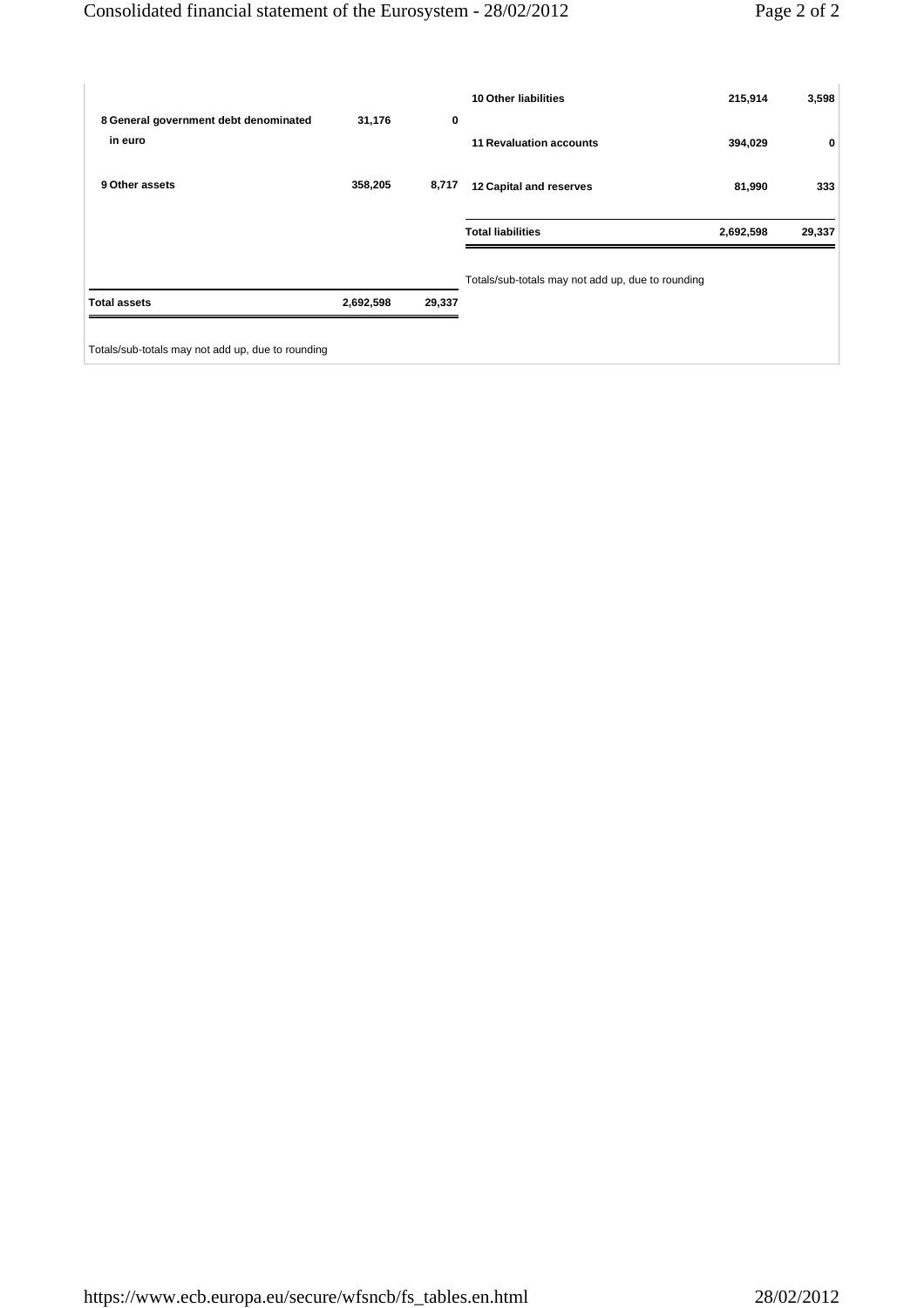| | | | | | |
|---|---|---|---|---|---|
| 8 General government debt denominated in euro | 31,176 | 0 | 10 Other liabilities | 215,914 | 3,598 |
| | | | 11 Revaluation accounts | 394,029 | 0 |
| 9 Other assets | 358,205 | 8,717 | 12 Capital and reserves | 81,990 | 333 |
| | | | **Total liabilities** | **2,692,598** | **29,337** |
| **Total assets** | **2,692,598** | **29,337** | | | |

Totals/sub-totals may not add up, due to rounding

Totals/sub-totals may not add up, due to rounding